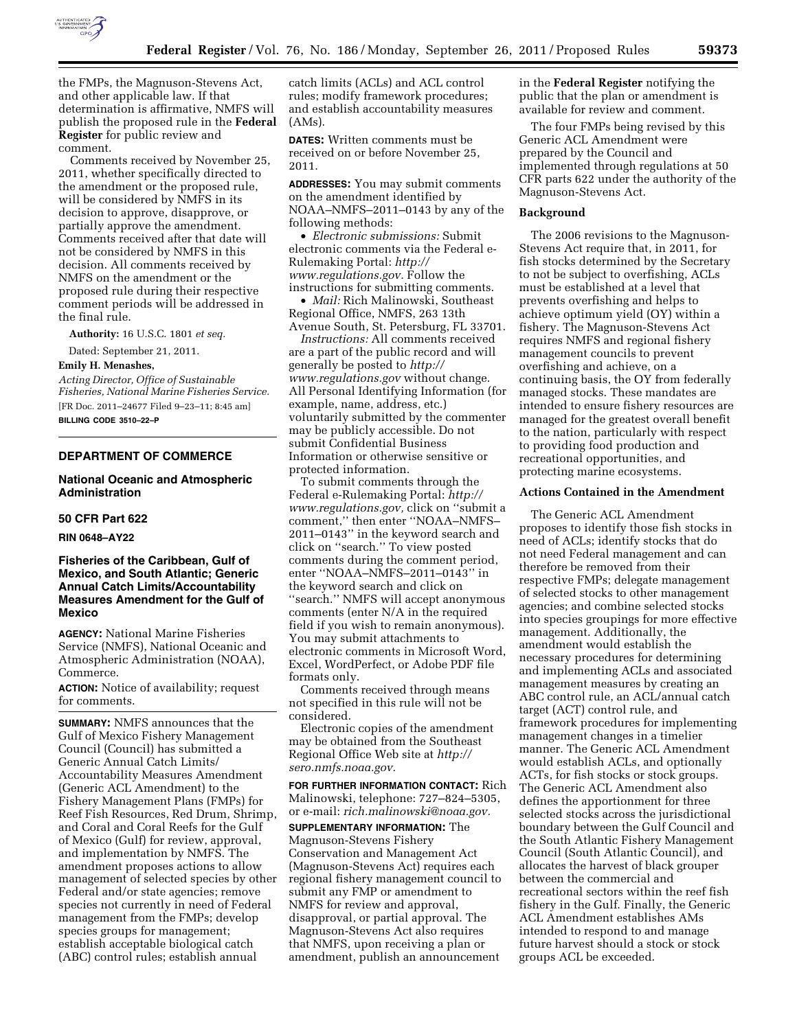the FMPs, the Magnuson-Stevens Act, and other applicable law. If that determination is affirmative, NMFS will publish the proposed rule in the **Federal Register** for public review and comment.

Comments received by November 25, 2011, whether specifically directed to the amendment or the proposed rule, will be considered by NMFS in its decision to approve, disapprove, or partially approve the amendment. Comments received after that date will not be considered by NMFS in this decision. All comments received by NMFS on the amendment or the proposed rule during their respective comment periods will be addressed in the final rule.

**Authority:** 16 U.S.C. 1801 *et seq.*

Dated: September 21, 2011.

**Emily H. Menashes,**

*Acting Director, Office of Sustainable Fisheries, National Marine Fisheries Service.*

[FR Doc. 2011–24677 Filed 9–23–11; 8:45 am]

**BILLING CODE 3510–22–P**

---

## DEPARTMENT OF COMMERCE

### National Oceanic and Atmospheric Administration

### 50 CFR Part 622

### RIN 0648–AY22

### Fisheries of the Caribbean, Gulf of Mexico, and South Atlantic; Generic Annual Catch Limits/Accountability Measures Amendment for the Gulf of Mexico

**AGENCY:** National Marine Fisheries Service (NMFS), National Oceanic and Atmospheric Administration (NOAA), Commerce.

**ACTION:** Notice of availability; request for comments.

**SUMMARY:** NMFS announces that the Gulf of Mexico Fishery Management Council (Council) has submitted a Generic Annual Catch Limits/Accountability Measures Amendment (Generic ACL Amendment) to the Fishery Management Plans (FMPs) for Reef Fish Resources, Red Drum, Shrimp, and Coral and Coral Reefs for the Gulf of Mexico (Gulf) for review, approval, and implementation by NMFS. The amendment proposes actions to allow management of selected species by other Federal and/or state agencies; remove species not currently in need of Federal management from the FMPs; develop species groups for management; establish acceptable biological catch (ABC) control rules; establish annual catch limits (ACLs) and ACL control rules; modify framework procedures; and establish accountability measures (AMs).

**DATES:** Written comments must be received on or before November 25, 2011.

**ADDRESSES:** You may submit comments on the amendment identified by NOAA–NMFS–2011–0143 by any of the following methods:

- *Electronic submissions:* Submit electronic comments via the Federal e-Rulemaking Portal: *http://www.regulations.gov.* Follow the instructions for submitting comments.
- *Mail:* Rich Malinowski, Southeast Regional Office, NMFS, 263 13th Avenue South, St. Petersburg, FL 33701.

*Instructions:* All comments received are a part of the public record and will generally be posted to *http://www.regulations.gov* without change. All Personal Identifying Information (for example, name, address, etc.) voluntarily submitted by the commenter may be publicly accessible. Do not submit Confidential Business Information or otherwise sensitive or protected information.

To submit comments through the Federal e-Rulemaking Portal: *http://www.regulations.gov,* click on "submit a comment," then enter "NOAA–NMFS–2011–0143" in the keyword search and click on "search." To view posted comments during the comment period, enter "NOAA–NMFS–2011–0143" in the keyword search and click on "search." NMFS will accept anonymous comments (enter N/A in the required field if you wish to remain anonymous). You may submit attachments to electronic comments in Microsoft Word, Excel, WordPerfect, or Adobe PDF file formats only.

Comments received through means not specified in this rule will not be considered.

Electronic copies of the amendment may be obtained from the Southeast Regional Office Web site at *http://sero.nmfs.noaa.gov.*

**FOR FURTHER INFORMATION CONTACT:** Rich Malinowski, telephone: 727–824–5305, or e-mail: *rich.malinowski@noaa.gov.*

**SUPPLEMENTARY INFORMATION:** The Magnuson-Stevens Fishery Conservation and Management Act (Magnuson-Stevens Act) requires each regional fishery management council to submit any FMP or amendment to NMFS for review and approval, disapproval, or partial approval. The Magnuson-Stevens Act also requires that NMFS, upon receiving a plan or amendment, publish an announcement in the **Federal Register** notifying the public that the plan or amendment is available for review and comment.

The four FMPs being revised by this Generic ACL Amendment were prepared by the Council and implemented through regulations at 50 CFR parts 622 under the authority of the Magnuson-Stevens Act.

**Background**

The 2006 revisions to the Magnuson-Stevens Act require that, in 2011, for fish stocks determined by the Secretary to not be subject to overfishing, ACLs must be established at a level that prevents overfishing and helps to achieve optimum yield (OY) within a fishery. The Magnuson-Stevens Act requires NMFS and regional fishery management councils to prevent overfishing and achieve, on a continuing basis, the OY from federally managed stocks. These mandates are intended to ensure fishery resources are managed for the greatest overall benefit to the nation, particularly with respect to providing food production and recreational opportunities, and protecting marine ecosystems.

**Actions Contained in the Amendment**

The Generic ACL Amendment proposes to identify those fish stocks in need of ACLs; identify stocks that do not need Federal management and can therefore be removed from their respective FMPs; delegate management of selected stocks to other management agencies; and combine selected stocks into species groupings for more effective management. Additionally, the amendment would establish the necessary procedures for determining and implementing ACLs and associated management measures by creating an ABC control rule, an ACL/annual catch target (ACT) control rule, and framework procedures for implementing management changes in a timelier manner. The Generic ACL Amendment would establish ACLs, and optionally ACTs, for fish stocks or stock groups. The Generic ACL Amendment also defines the apportionment for three selected stocks across the jurisdictional boundary between the Gulf Council and the South Atlantic Fishery Management Council (South Atlantic Council), and allocates the harvest of black grouper between the commercial and recreational sectors within the reef fish fishery in the Gulf. Finally, the Generic ACL Amendment establishes AMs intended to respond to and manage future harvest should a stock or stock groups ACL be exceeded.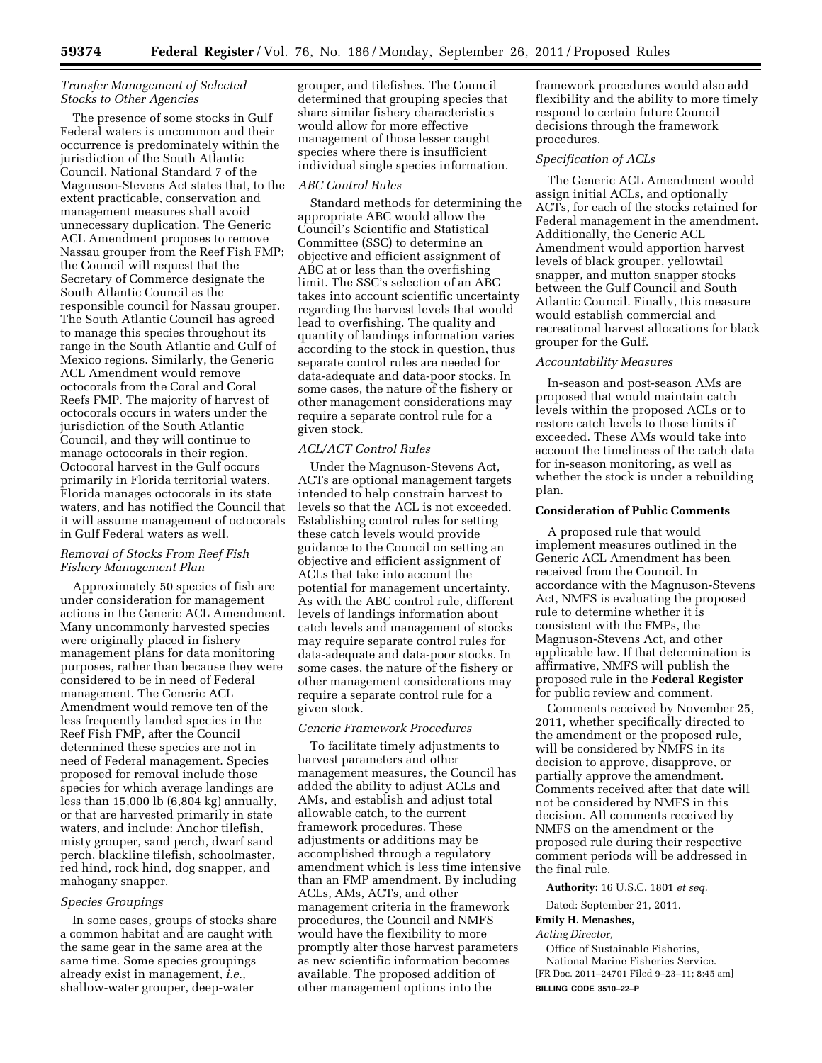*Transfer Management of Selected Stocks to Other Agencies*

The presence of some stocks in Gulf Federal waters is uncommon and their occurrence is predominately within the jurisdiction of the South Atlantic Council. National Standard 7 of the Magnuson-Stevens Act states that, to the extent practicable, conservation and management measures shall avoid unnecessary duplication. The Generic ACL Amendment proposes to remove Nassau grouper from the Reef Fish FMP; the Council will request that the Secretary of Commerce designate the South Atlantic Council as the responsible council for Nassau grouper. The South Atlantic Council has agreed to manage this species throughout its range in the South Atlantic and Gulf of Mexico regions. Similarly, the Generic ACL Amendment would remove octocorals from the Coral and Coral Reefs FMP. The majority of harvest of octocorals occurs in waters under the jurisdiction of the South Atlantic Council, and they will continue to manage octocorals in their region. Octocoral harvest in the Gulf occurs primarily in Florida territorial waters. Florida manages octocorals in its state waters, and has notified the Council that it will assume management of octocorals in Gulf Federal waters as well.

*Removal of Stocks From Reef Fish Fishery Management Plan*

Approximately 50 species of fish are under consideration for management actions in the Generic ACL Amendment. Many uncommonly harvested species were originally placed in fishery management plans for data monitoring purposes, rather than because they were considered to be in need of Federal management. The Generic ACL Amendment would remove ten of the less frequently landed species in the Reef Fish FMP, after the Council determined these species are not in need of Federal management. Species proposed for removal include those species for which average landings are less than 15,000 lb (6,804 kg) annually, or that are harvested primarily in state waters, and include: Anchor tilefish, misty grouper, sand perch, dwarf sand perch, blackline tilefish, schoolmaster, red hind, rock hind, dog snapper, and mahogany snapper.

*Species Groupings*

In some cases, groups of stocks share a common habitat and are caught with the same gear in the same area at the same time. Some species groupings already exist in management, *i.e.,* shallow-water grouper, deep-water grouper, and tilefishes. The Council determined that grouping species that share similar fishery characteristics would allow for more effective management of those lesser caught species where there is insufficient individual single species information.

*ABC Control Rules*

Standard methods for determining the appropriate ABC would allow the Council's Scientific and Statistical Committee (SSC) to determine an objective and efficient assignment of ABC at or less than the overfishing limit. The SSC's selection of an ABC takes into account scientific uncertainty regarding the harvest levels that would lead to overfishing. The quality and quantity of landings information varies according to the stock in question, thus separate control rules are needed for data-adequate and data-poor stocks. In some cases, the nature of the fishery or other management considerations may require a separate control rule for a given stock.

*ACL/ACT Control Rules*

Under the Magnuson-Stevens Act, ACTs are optional management targets intended to help constrain harvest to levels so that the ACL is not exceeded. Establishing control rules for setting these catch levels would provide guidance to the Council on setting an objective and efficient assignment of ACLs that take into account the potential for management uncertainty. As with the ABC control rule, different levels of landings information about catch levels and management of stocks may require separate control rules for data-adequate and data-poor stocks. In some cases, the nature of the fishery or other management considerations may require a separate control rule for a given stock.

*Generic Framework Procedures*

To facilitate timely adjustments to harvest parameters and other management measures, the Council has added the ability to adjust ACLs and AMs, and establish and adjust total allowable catch, to the current framework procedures. These adjustments or additions may be accomplished through a regulatory amendment which is less time intensive than an FMP amendment. By including ACLs, AMs, ACTs, and other management criteria in the framework procedures, the Council and NMFS would have the flexibility to more promptly alter those harvest parameters as new scientific information becomes available. The proposed addition of other management options into the framework procedures would also add flexibility and the ability to more timely respond to certain future Council decisions through the framework procedures.

*Specification of ACLs*

The Generic ACL Amendment would assign initial ACLs, and optionally ACTs, for each of the stocks retained for Federal management in the amendment. Additionally, the Generic ACL Amendment would apportion harvest levels of black grouper, yellowtail snapper, and mutton snapper stocks between the Gulf Council and South Atlantic Council. Finally, this measure would establish commercial and recreational harvest allocations for black grouper for the Gulf.

*Accountability Measures*

In-season and post-season AMs are proposed that would maintain catch levels within the proposed ACLs or to restore catch levels to those limits if exceeded. These AMs would take into account the timeliness of the catch data for in-season monitoring, as well as whether the stock is under a rebuilding plan.

**Consideration of Public Comments**

A proposed rule that would implement measures outlined in the Generic ACL Amendment has been received from the Council. In accordance with the Magnuson-Stevens Act, NMFS is evaluating the proposed rule to determine whether it is consistent with the FMPs, the Magnuson-Stevens Act, and other applicable law. If that determination is affirmative, NMFS will publish the proposed rule in the **Federal Register** for public review and comment.

Comments received by November 25, 2011, whether specifically directed to the amendment or the proposed rule, will be considered by NMFS in its decision to approve, disapprove, or partially approve the amendment. Comments received after that date will not be considered by NMFS in this decision. All comments received by NMFS on the amendment or the proposed rule during their respective comment periods will be addressed in the final rule.

**Authority:** 16 U.S.C. 1801 *et seq.*

Dated: September 21, 2011.

**Emily H. Menashes,**

*Acting Director,*

Office of Sustainable Fisheries, National Marine Fisheries Service.

[FR Doc. 2011–24701 Filed 9–23–11; 8:45 am]

**BILLING CODE 3510–22–P**